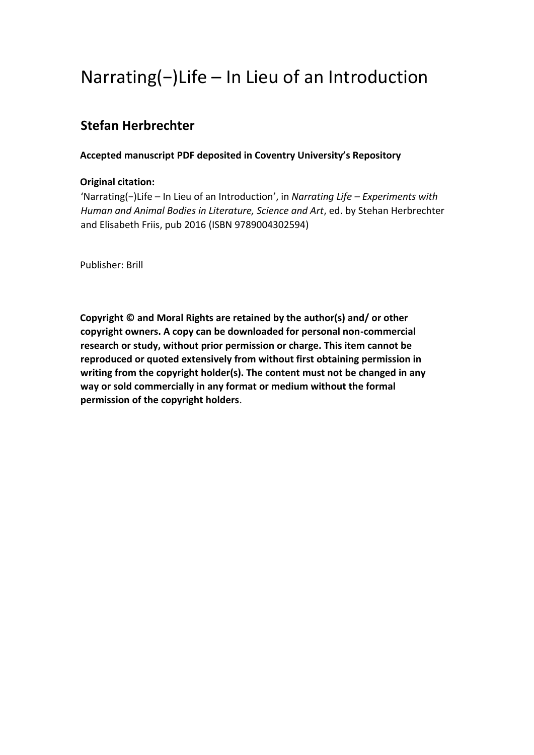# Narrating(−)Life – In Lieu of an Introduction

## Stefan Herbrechter

**Accepted manuscript PDF deposited in Coventry University's Repository**

**Original citation:**
'Narrating(−)Life – In Lieu of an Introduction', in *Narrating Life – Experiments with Human and Animal Bodies in Literature, Science and Art*, ed. by Stehan Herbrechter and Elisabeth Friis, pub 2016 (ISBN 9789004302594)

Publisher: Brill

**Copyright © and Moral Rights are retained by the author(s) and/ or other copyright owners. A copy can be downloaded for personal non-commercial research or study, without prior permission or charge. This item cannot be reproduced or quoted extensively from without first obtaining permission in writing from the copyright holder(s). The content must not be changed in any way or sold commercially in any format or medium without the formal permission of the copyright holders**.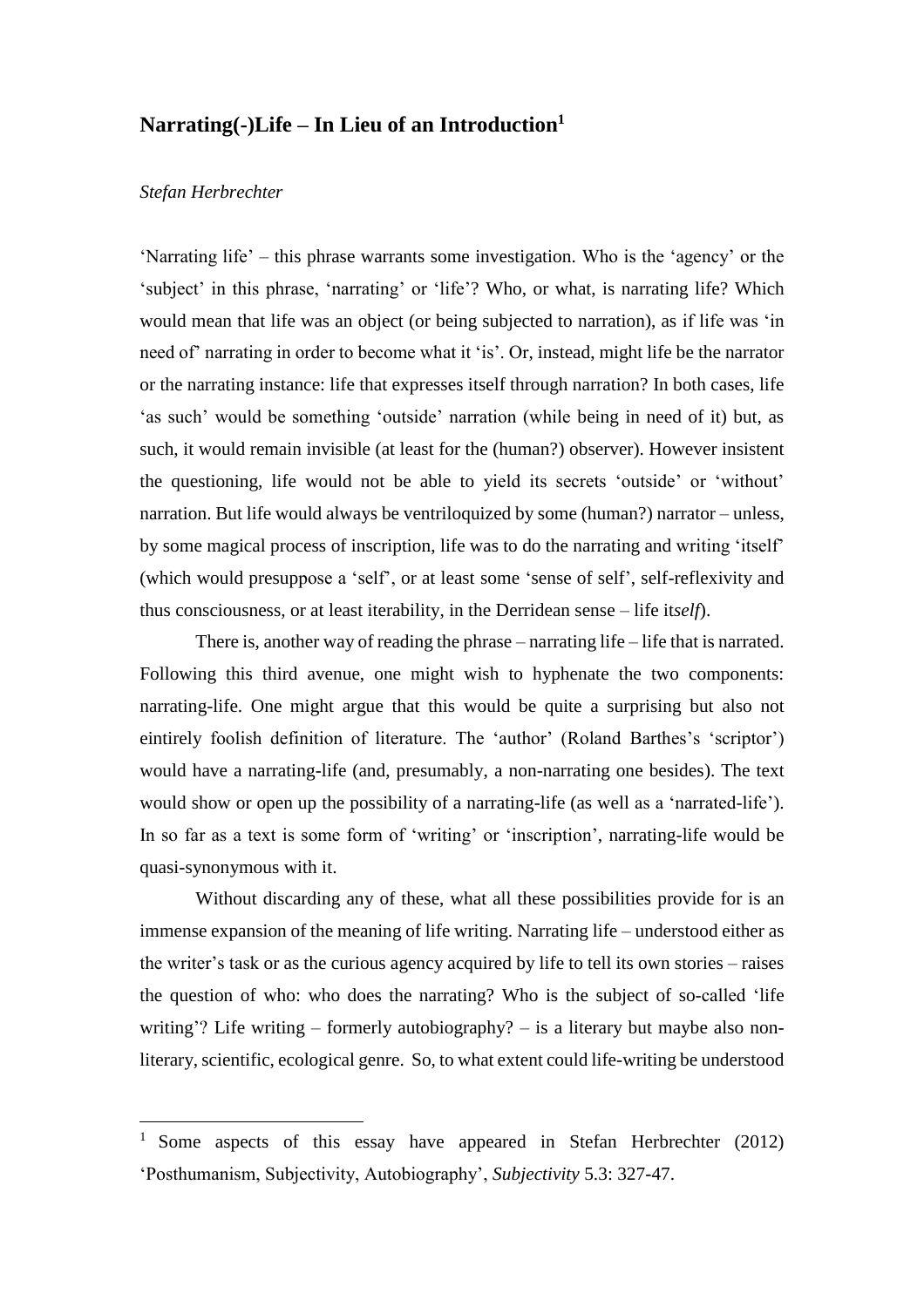# Narrating(-)Life – In Lieu of an Introduction[1]

*Stefan Herbrechter*

'Narrating life' – this phrase warrants some investigation. Who is the 'agency' or the 'subject' in this phrase, 'narrating' or 'life'? Who, or what, is narrating life? Which would mean that life was an object (or being subjected to narration), as if life was 'in need of' narrating in order to become what it 'is'. Or, instead, might life be the narrator or the narrating instance: life that expresses itself through narration? In both cases, life 'as such' would be something 'outside' narration (while being in need of it) but, as such, it would remain invisible (at least for the (human?) observer). However insistent the questioning, life would not be able to yield its secrets 'outside' or 'without' narration. But life would always be ventriloquized by some (human?) narrator – unless, by some magical process of inscription, life was to do the narrating and writing 'itself' (which would presuppose a 'self', or at least some 'sense of self', self-reflexivity and thus consciousness, or at least iterability, in the Derridean sense – life it*self*).

There is, another way of reading the phrase – narrating life – life that is narrated. Following this third avenue, one might wish to hyphenate the two components: narrating-life. One might argue that this would be quite a surprising but also not eintirely foolish definition of literature. The 'author' (Roland Barthes's 'scriptor') would have a narrating-life (and, presumably, a non-narrating one besides). The text would show or open up the possibility of a narrating-life (as well as a 'narrated-life'). In so far as a text is some form of 'writing' or 'inscription', narrating-life would be quasi-synonymous with it.

Without discarding any of these, what all these possibilities provide for is an immense expansion of the meaning of life writing. Narrating life – understood either as the writer's task or as the curious agency acquired by life to tell its own stories – raises the question of who: who does the narrating? Who is the subject of so-called 'life writing'? Life writing – formerly autobiography? – is a literary but maybe also non-literary, scientific, ecological genre. So, to what extent could life-writing be understood

[1] Some aspects of this essay have appeared in Stefan Herbrechter (2012) 'Posthumanism, Subjectivity, Autobiography', *Subjectivity* 5.3: 327-47.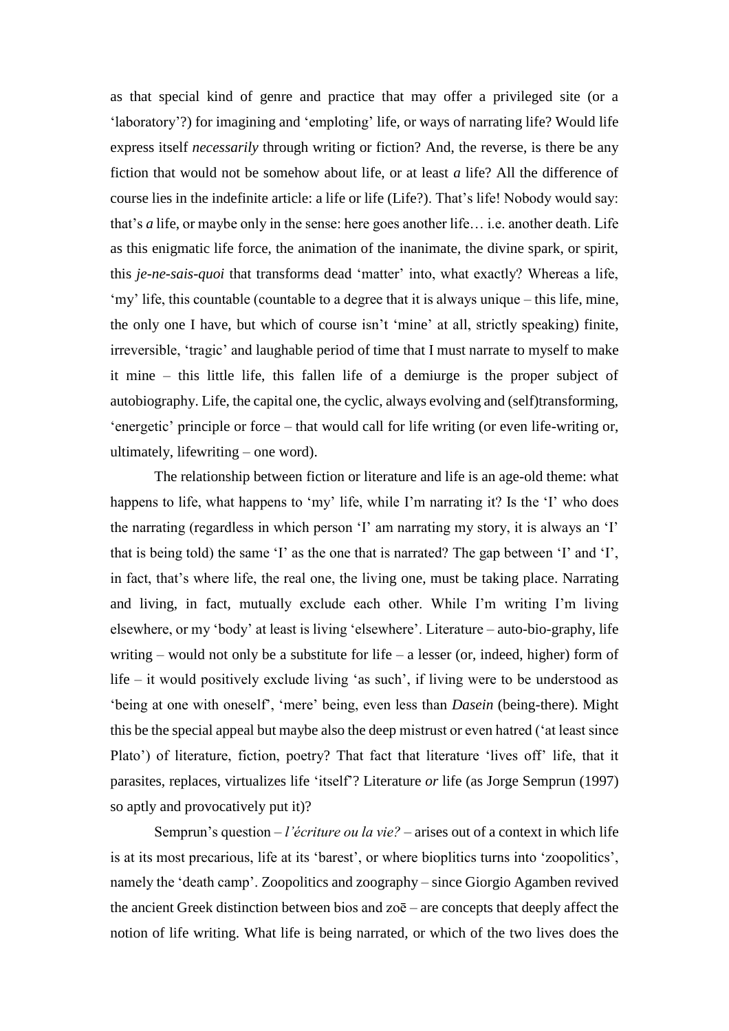as that special kind of genre and practice that may offer a privileged site (or a 'laboratory'?) for imagining and 'emploting' life, or ways of narrating life? Would life express itself *necessarily* through writing or fiction? And, the reverse, is there be any fiction that would not be somehow about life, or at least *a* life? All the difference of course lies in the indefinite article: a life or life (Life?). That's life! Nobody would say: that's *a* life, or maybe only in the sense: here goes another life… i.e. another death. Life as this enigmatic life force, the animation of the inanimate, the divine spark, or spirit, this *je-ne-sais-quoi* that transforms dead 'matter' into, what exactly? Whereas a life, 'my' life, this countable (countable to a degree that it is always unique – this life, mine, the only one I have, but which of course isn't 'mine' at all, strictly speaking) finite, irreversible, 'tragic' and laughable period of time that I must narrate to myself to make it mine – this little life, this fallen life of a demiurge is the proper subject of autobiography. Life, the capital one, the cyclic, always evolving and (self)transforming, 'energetic' principle or force – that would call for life writing (or even life-writing or, ultimately, lifewriting – one word).

The relationship between fiction or literature and life is an age-old theme: what happens to life, what happens to 'my' life, while I'm narrating it? Is the 'I' who does the narrating (regardless in which person 'I' am narrating my story, it is always an 'I' that is being told) the same 'I' as the one that is narrated? The gap between 'I' and 'I', in fact, that's where life, the real one, the living one, must be taking place. Narrating and living, in fact, mutually exclude each other. While I'm writing I'm living elsewhere, or my 'body' at least is living 'elsewhere'. Literature – auto-bio-graphy, life writing – would not only be a substitute for life – a lesser (or, indeed, higher) form of life – it would positively exclude living 'as such', if living were to be understood as 'being at one with oneself', 'mere' being, even less than *Dasein* (being-there). Might this be the special appeal but maybe also the deep mistrust or even hatred ('at least since Plato') of literature, fiction, poetry? That fact that literature 'lives off' life, that it parasites, replaces, virtualizes life 'itself'? Literature *or* life (as Jorge Semprun (1997) so aptly and provocatively put it)?

Semprun's question – *l'écriture ou la vie?* – arises out of a context in which life is at its most precarious, life at its 'barest', or where bioplitics turns into 'zoopolitics', namely the 'death camp'. Zoopolitics and zoography – since Giorgio Agamben revived the ancient Greek distinction between bios and zoē – are concepts that deeply affect the notion of life writing. What life is being narrated, or which of the two lives does the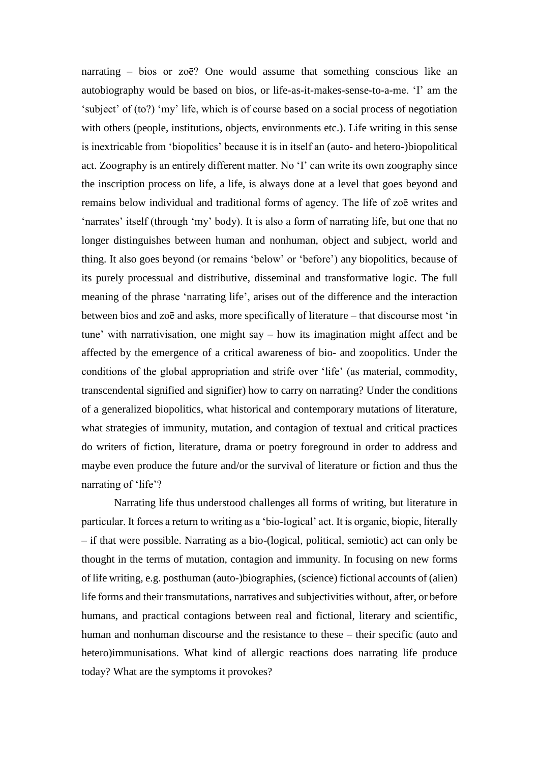narrating – bios or zoē? One would assume that something conscious like an autobiography would be based on bios, or life-as-it-makes-sense-to-a-me. 'I' am the 'subject' of (to?) 'my' life, which is of course based on a social process of negotiation with others (people, institutions, objects, environments etc.). Life writing in this sense is inextricable from 'biopolitics' because it is in itself an (auto- and hetero-)biopolitical act. Zoography is an entirely different matter. No 'I' can write its own zoography since the inscription process on life, a life, is always done at a level that goes beyond and remains below individual and traditional forms of agency. The life of zoē writes and 'narrates' itself (through 'my' body). It is also a form of narrating life, but one that no longer distinguishes between human and nonhuman, object and subject, world and thing. It also goes beyond (or remains 'below' or 'before') any biopolitics, because of its purely processual and distributive, disseminal and transformative logic. The full meaning of the phrase 'narrating life', arises out of the difference and the interaction between bios and zoē and asks, more specifically of literature – that discourse most 'in tune' with narrativisation, one might say – how its imagination might affect and be affected by the emergence of a critical awareness of bio- and zoopolitics. Under the conditions of the global appropriation and strife over 'life' (as material, commodity, transcendental signified and signifier) how to carry on narrating? Under the conditions of a generalized biopolitics, what historical and contemporary mutations of literature, what strategies of immunity, mutation, and contagion of textual and critical practices do writers of fiction, literature, drama or poetry foreground in order to address and maybe even produce the future and/or the survival of literature or fiction and thus the narrating of 'life'?

Narrating life thus understood challenges all forms of writing, but literature in particular. It forces a return to writing as a 'bio-logical' act. It is organic, biopic, literally – if that were possible. Narrating as a bio-(logical, political, semiotic) act can only be thought in the terms of mutation, contagion and immunity. In focusing on new forms of life writing, e.g. posthuman (auto-)biographies, (science) fictional accounts of (alien) life forms and their transmutations, narratives and subjectivities without, after, or before humans, and practical contagions between real and fictional, literary and scientific, human and nonhuman discourse and the resistance to these – their specific (auto and hetero)immunisations. What kind of allergic reactions does narrating life produce today? What are the symptoms it provokes?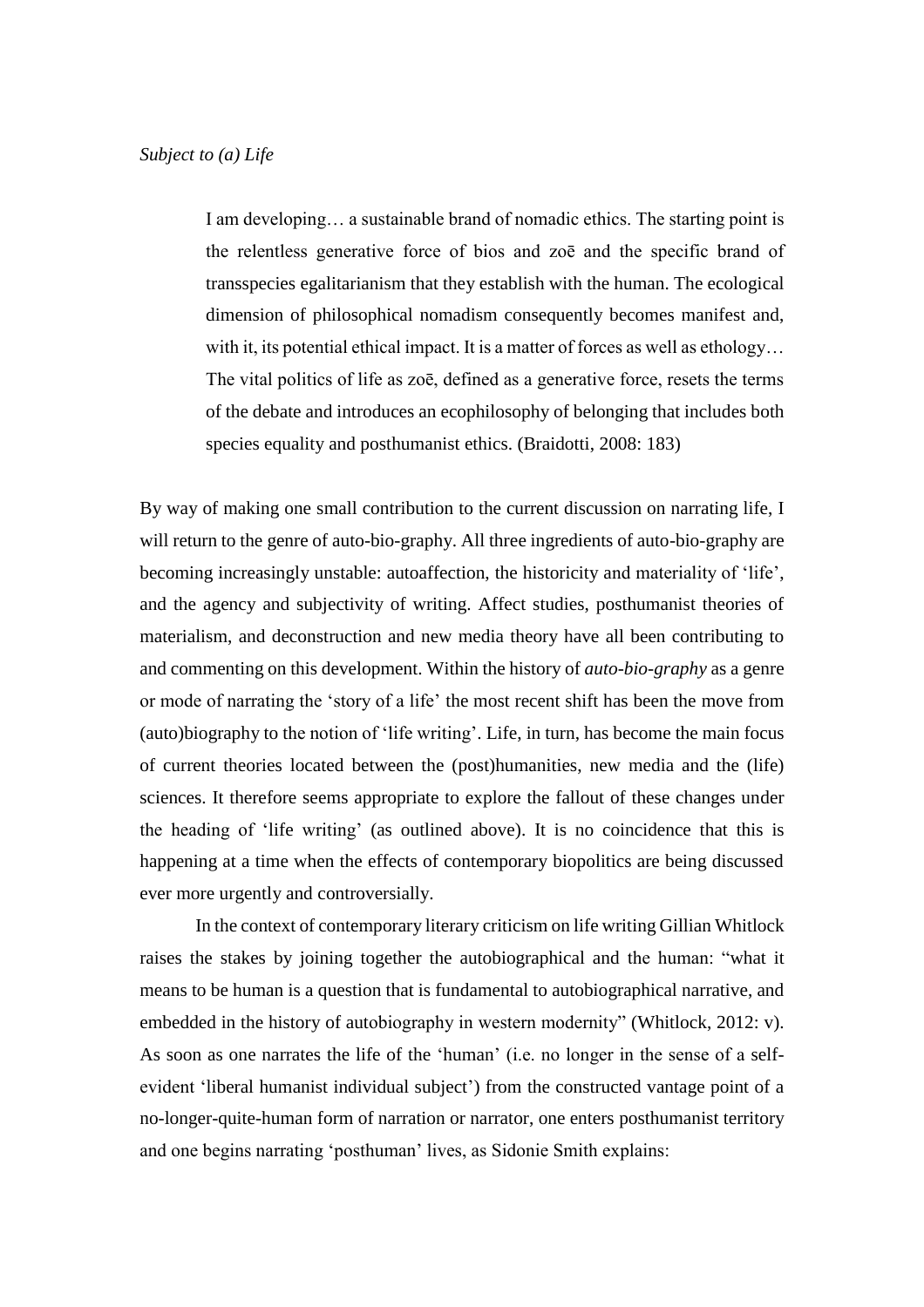*Subject to (a) Life*

> I am developing… a sustainable brand of nomadic ethics. The starting point is the relentless generative force of bios and zoē and the specific brand of transspecies egalitarianism that they establish with the human. The ecological dimension of philosophical nomadism consequently becomes manifest and, with it, its potential ethical impact. It is a matter of forces as well as ethology… The vital politics of life as zoē, defined as a generative force, resets the terms of the debate and introduces an ecophilosophy of belonging that includes both species equality and posthumanist ethics. (Braidotti, 2008: 183)

By way of making one small contribution to the current discussion on narrating life, I will return to the genre of auto-bio-graphy. All three ingredients of auto-bio-graphy are becoming increasingly unstable: autoaffection, the historicity and materiality of 'life', and the agency and subjectivity of writing. Affect studies, posthumanist theories of materialism, and deconstruction and new media theory have all been contributing to and commenting on this development. Within the history of *auto-bio-graphy* as a genre or mode of narrating the 'story of a life' the most recent shift has been the move from (auto)biography to the notion of 'life writing'. Life, in turn, has become the main focus of current theories located between the (post)humanities, new media and the (life) sciences. It therefore seems appropriate to explore the fallout of these changes under the heading of 'life writing' (as outlined above). It is no coincidence that this is happening at a time when the effects of contemporary biopolitics are being discussed ever more urgently and controversially.

In the context of contemporary literary criticism on life writing Gillian Whitlock raises the stakes by joining together the autobiographical and the human: "what it means to be human is a question that is fundamental to autobiographical narrative, and embedded in the history of autobiography in western modernity" (Whitlock, 2012: v). As soon as one narrates the life of the 'human' (i.e. no longer in the sense of a self-evident 'liberal humanist individual subject') from the constructed vantage point of a no-longer-quite-human form of narration or narrator, one enters posthumanist territory and one begins narrating 'posthuman' lives, as Sidonie Smith explains: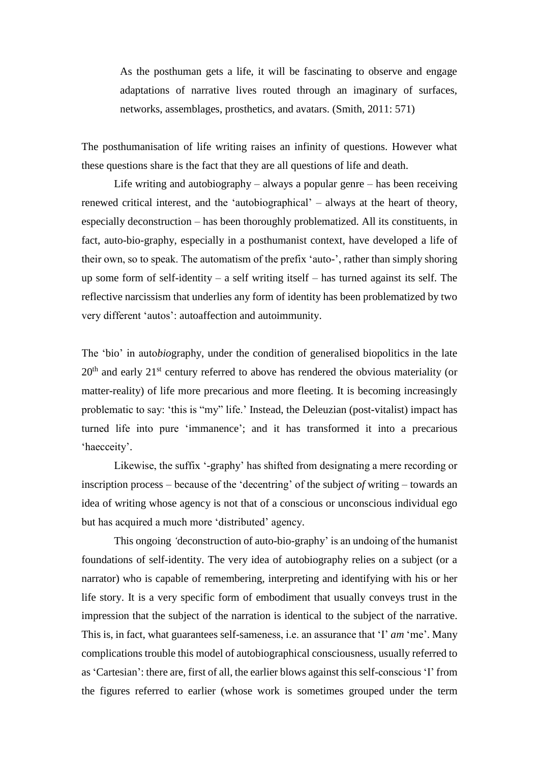> As the posthuman gets a life, it will be fascinating to observe and engage adaptations of narrative lives routed through an imaginary of surfaces, networks, assemblages, prosthetics, and avatars. (Smith, 2011: 571)

The posthumanisation of life writing raises an infinity of questions. However what these questions share is the fact that they are all questions of life and death.

Life writing and autobiography – always a popular genre – has been receiving renewed critical interest, and the 'autobiographical' – always at the heart of theory, especially deconstruction – has been thoroughly problematized. All its constituents, in fact, auto-bio-graphy, especially in a posthumanist context, have developed a life of their own, so to speak. The automatism of the prefix 'auto-', rather than simply shoring up some form of self-identity – a self writing itself – has turned against its self. The reflective narcissism that underlies any form of identity has been problematized by two very different 'autos': autoaffection and autoimmunity.

The 'bio' in auto*bio*graphy, under the condition of generalised biopolitics in the late 20th and early 21st century referred to above has rendered the obvious materiality (or matter-reality) of life more precarious and more fleeting. It is becoming increasingly problematic to say: 'this is "my" life.' Instead, the Deleuzian (post-vitalist) impact has turned life into pure 'immanence'; and it has transformed it into a precarious 'haecceity'.

Likewise, the suffix '-graphy' has shifted from designating a mere recording or inscription process – because of the 'decentring' of the subject *of* writing – towards an idea of writing whose agency is not that of a conscious or unconscious individual ego but has acquired a much more 'distributed' agency.

This ongoing 'deconstruction of auto-bio-graphy' is an undoing of the humanist foundations of self-identity. The very idea of autobiography relies on a subject (or a narrator) who is capable of remembering, interpreting and identifying with his or her life story. It is a very specific form of embodiment that usually conveys trust in the impression that the subject of the narration is identical to the subject of the narrative. This is, in fact, what guarantees self-sameness, i.e. an assurance that 'I' *am* 'me'. Many complications trouble this model of autobiographical consciousness, usually referred to as 'Cartesian': there are, first of all, the earlier blows against this self-conscious 'I' from the figures referred to earlier (whose work is sometimes grouped under the term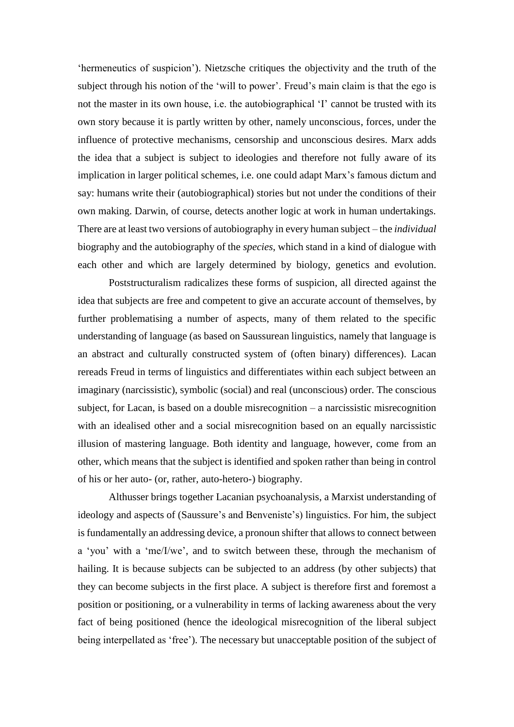‘hermeneutics of suspicion’). Nietzsche critiques the objectivity and the truth of the subject through his notion of the ‘will to power’. Freud’s main claim is that the ego is not the master in its own house, i.e. the autobiographical ‘I’ cannot be trusted with its own story because it is partly written by other, namely unconscious, forces, under the influence of protective mechanisms, censorship and unconscious desires. Marx adds the idea that a subject is subject to ideologies and therefore not fully aware of its implication in larger political schemes, i.e. one could adapt Marx’s famous dictum and say: humans write their (autobiographical) stories but not under the conditions of their own making. Darwin, of course, detects another logic at work in human undertakings. There are at least two versions of autobiography in every human subject – the *individual* biography and the autobiography of the *species*, which stand in a kind of dialogue with each other and which are largely determined by biology, genetics and evolution.

Poststructuralism radicalizes these forms of suspicion, all directed against the idea that subjects are free and competent to give an accurate account of themselves, by further problematising a number of aspects, many of them related to the specific understanding of language (as based on Saussurean linguistics, namely that language is an abstract and culturally constructed system of (often binary) differences). Lacan rereads Freud in terms of linguistics and differentiates within each subject between an imaginary (narcissistic), symbolic (social) and real (unconscious) order. The conscious subject, for Lacan, is based on a double misrecognition – a narcissistic misrecognition with an idealised other and a social misrecognition based on an equally narcissistic illusion of mastering language. Both identity and language, however, come from an other, which means that the subject is identified and spoken rather than being in control of his or her auto- (or, rather, auto-hetero-) biography.

Althusser brings together Lacanian psychoanalysis, a Marxist understanding of ideology and aspects of (Saussure’s and Benveniste’s) linguistics. For him, the subject is fundamentally an addressing device, a pronoun shifter that allows to connect between a ‘you’ with a ‘me/I/we’, and to switch between these, through the mechanism of hailing. It is because subjects can be subjected to an address (by other subjects) that they can become subjects in the first place. A subject is therefore first and foremost a position or positioning, or a vulnerability in terms of lacking awareness about the very fact of being positioned (hence the ideological misrecognition of the liberal subject being interpellated as ‘free’). The necessary but unacceptable position of the subject of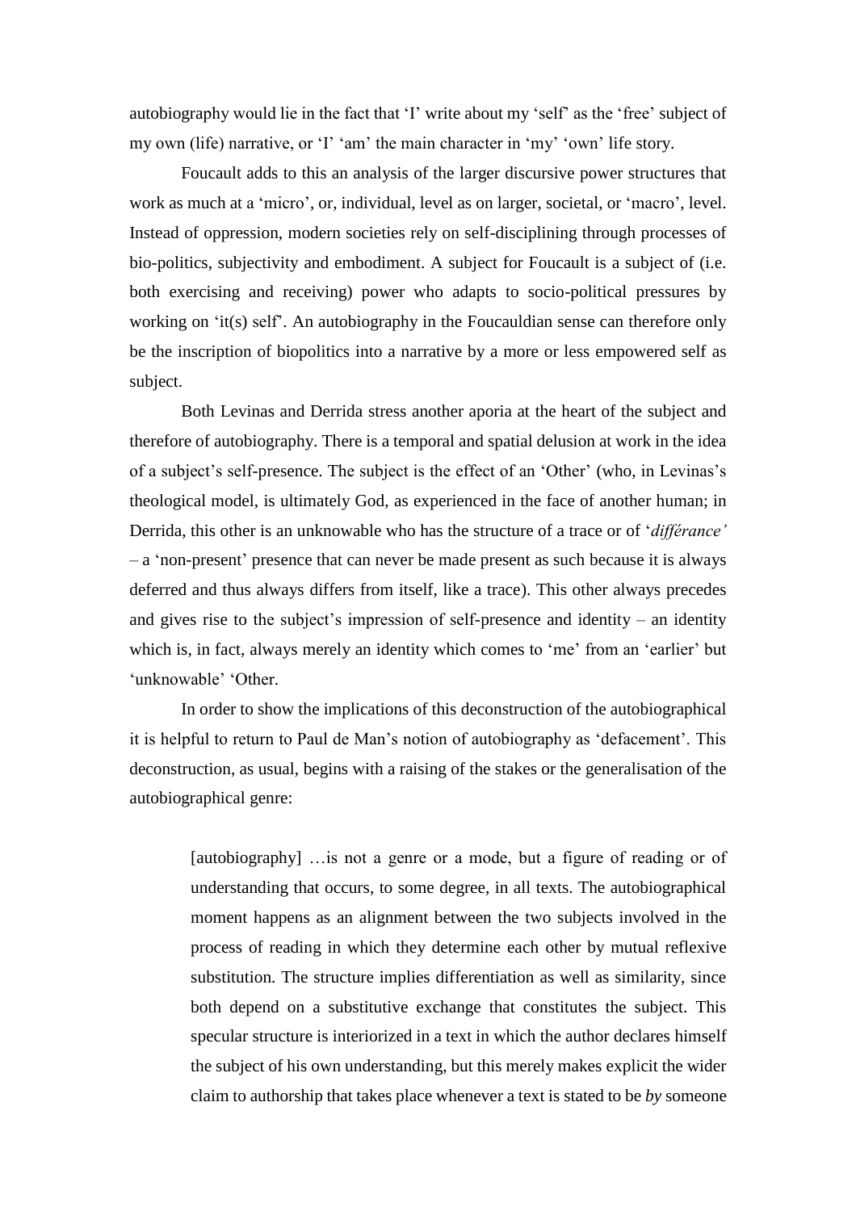autobiography would lie in the fact that 'I' write about my 'self' as the 'free' subject of my own (life) narrative, or 'I' 'am' the main character in 'my' 'own' life story.

Foucault adds to this an analysis of the larger discursive power structures that work as much at a 'micro', or, individual, level as on larger, societal, or 'macro', level. Instead of oppression, modern societies rely on self-disciplining through processes of bio-politics, subjectivity and embodiment. A subject for Foucault is a subject of (i.e. both exercising and receiving) power who adapts to socio-political pressures by working on 'it(s) self'. An autobiography in the Foucauldian sense can therefore only be the inscription of biopolitics into a narrative by a more or less empowered self as subject.

Both Levinas and Derrida stress another aporia at the heart of the subject and therefore of autobiography. There is a temporal and spatial delusion at work in the idea of a subject's self-presence. The subject is the effect of an 'Other' (who, in Levinas's theological model, is ultimately God, as experienced in the face of another human; in Derrida, this other is an unknowable who has the structure of a trace or of '*différance'* – a 'non-present' presence that can never be made present as such because it is always deferred and thus always differs from itself, like a trace). This other always precedes and gives rise to the subject's impression of self-presence and identity – an identity which is, in fact, always merely an identity which comes to 'me' from an 'earlier' but 'unknowable' 'Other.

In order to show the implications of this deconstruction of the autobiographical it is helpful to return to Paul de Man's notion of autobiography as 'defacement'. This deconstruction, as usual, begins with a raising of the stakes or the generalisation of the autobiographical genre:

> [autobiography] …is not a genre or a mode, but a figure of reading or of understanding that occurs, to some degree, in all texts. The autobiographical moment happens as an alignment between the two subjects involved in the process of reading in which they determine each other by mutual reflexive substitution. The structure implies differentiation as well as similarity, since both depend on a substitutive exchange that constitutes the subject. This specular structure is interiorized in a text in which the author declares himself the subject of his own understanding, but this merely makes explicit the wider claim to authorship that takes place whenever a text is stated to be *by* someone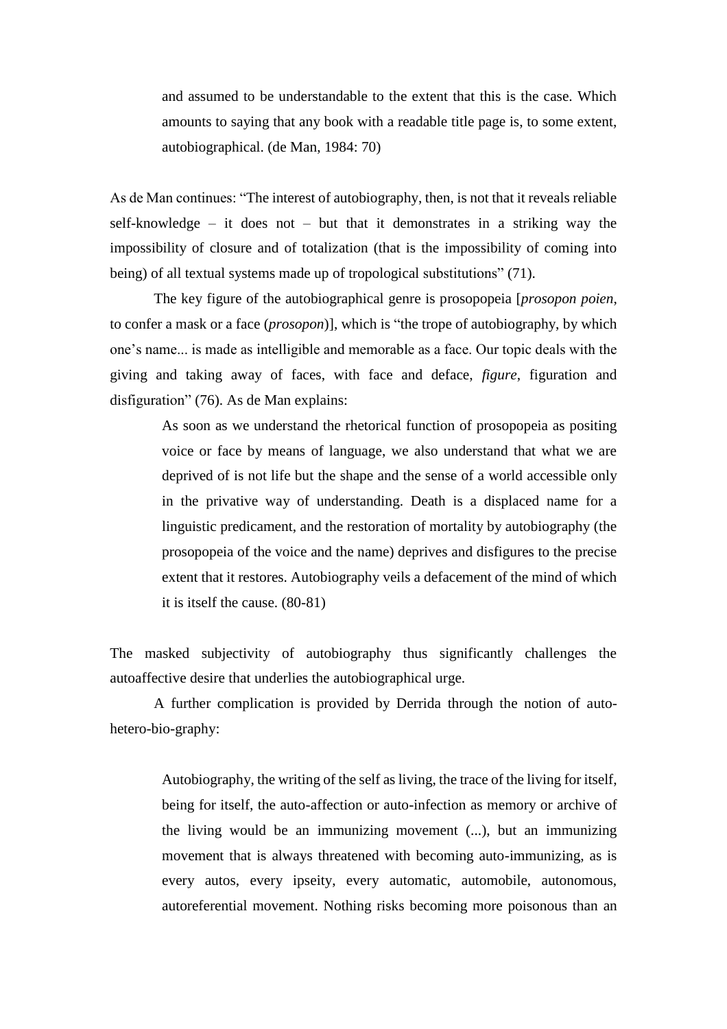> and assumed to be understandable to the extent that this is the case. Which amounts to saying that any book with a readable title page is, to some extent, autobiographical. (de Man, 1984: 70)

As de Man continues: "The interest of autobiography, then, is not that it reveals reliable self-knowledge – it does not – but that it demonstrates in a striking way the impossibility of closure and of totalization (that is the impossibility of coming into being) of all textual systems made up of tropological substitutions" (71).

The key figure of the autobiographical genre is prosopopeia [*prosopon poien*, to confer a mask or a face (*prosopon*)], which is "the trope of autobiography, by which one's name... is made as intelligible and memorable as a face. Our topic deals with the giving and taking away of faces, with face and deface, *figure*, figuration and disfiguration" (76). As de Man explains:

> As soon as we understand the rhetorical function of prosopopeia as positing voice or face by means of language, we also understand that what we are deprived of is not life but the shape and the sense of a world accessible only in the privative way of understanding. Death is a displaced name for a linguistic predicament, and the restoration of mortality by autobiography (the prosopopeia of the voice and the name) deprives and disfigures to the precise extent that it restores. Autobiography veils a defacement of the mind of which it is itself the cause. (80-81)

The masked subjectivity of autobiography thus significantly challenges the autoaffective desire that underlies the autobiographical urge.

A further complication is provided by Derrida through the notion of auto-hetero-bio-graphy:

> Autobiography, the writing of the self as living, the trace of the living for itself, being for itself, the auto-affection or auto-infection as memory or archive of the living would be an immunizing movement (...), but an immunizing movement that is always threatened with becoming auto-immunizing, as is every autos, every ipseity, every automatic, automobile, autonomous, autoreferential movement. Nothing risks becoming more poisonous than an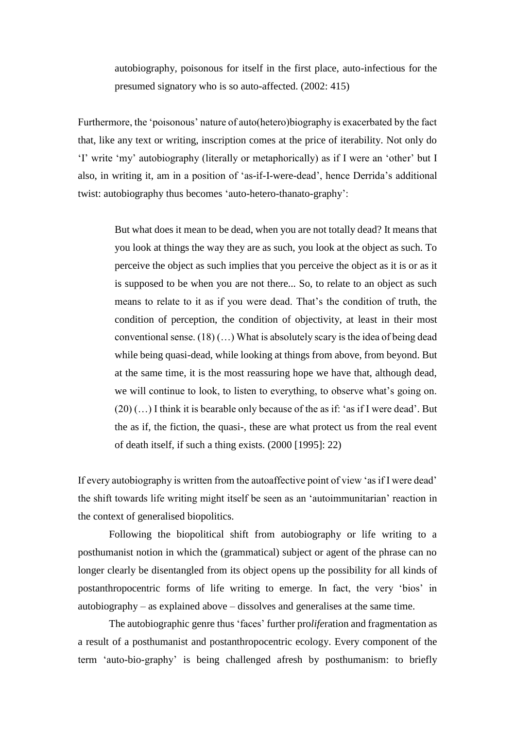> autobiography, poisonous for itself in the first place, auto-infectious for the presumed signatory who is so auto-affected. (2002: 415)

Furthermore, the 'poisonous' nature of auto(hetero)biography is exacerbated by the fact that, like any text or writing, inscription comes at the price of iterability. Not only do 'I' write 'my' autobiography (literally or metaphorically) as if I were an 'other' but I also, in writing it, am in a position of 'as-if-I-were-dead', hence Derrida's additional twist: autobiography thus becomes 'auto-hetero-thanato-graphy':

> But what does it mean to be dead, when you are not totally dead? It means that you look at things the way they are as such, you look at the object as such. To perceive the object as such implies that you perceive the object as it is or as it is supposed to be when you are not there... So, to relate to an object as such means to relate to it as if you were dead. That's the condition of truth, the condition of perception, the condition of objectivity, at least in their most conventional sense. (18) (…) What is absolutely scary is the idea of being dead while being quasi-dead, while looking at things from above, from beyond. But at the same time, it is the most reassuring hope we have that, although dead, we will continue to look, to listen to everything, to observe what's going on. (20) (…) I think it is bearable only because of the as if: 'as if I were dead'. But the as if, the fiction, the quasi-, these are what protect us from the real event of death itself, if such a thing exists. (2000 [1995]: 22)

If every autobiography is written from the autoaffective point of view 'as if I were dead' the shift towards life writing might itself be seen as an 'autoimmunitarian' reaction in the context of generalised biopolitics.

Following the biopolitical shift from autobiography or life writing to a posthumanist notion in which the (grammatical) subject or agent of the phrase can no longer clearly be disentangled from its object opens up the possibility for all kinds of postanthropocentric forms of life writing to emerge. In fact, the very 'bios' in autobiography – as explained above – dissolves and generalises at the same time.

The autobiographic genre thus 'faces' further pro*life*ration and fragmentation as a result of a posthumanist and postanthropocentric ecology. Every component of the term 'auto-bio-graphy' is being challenged afresh by posthumanism: to briefly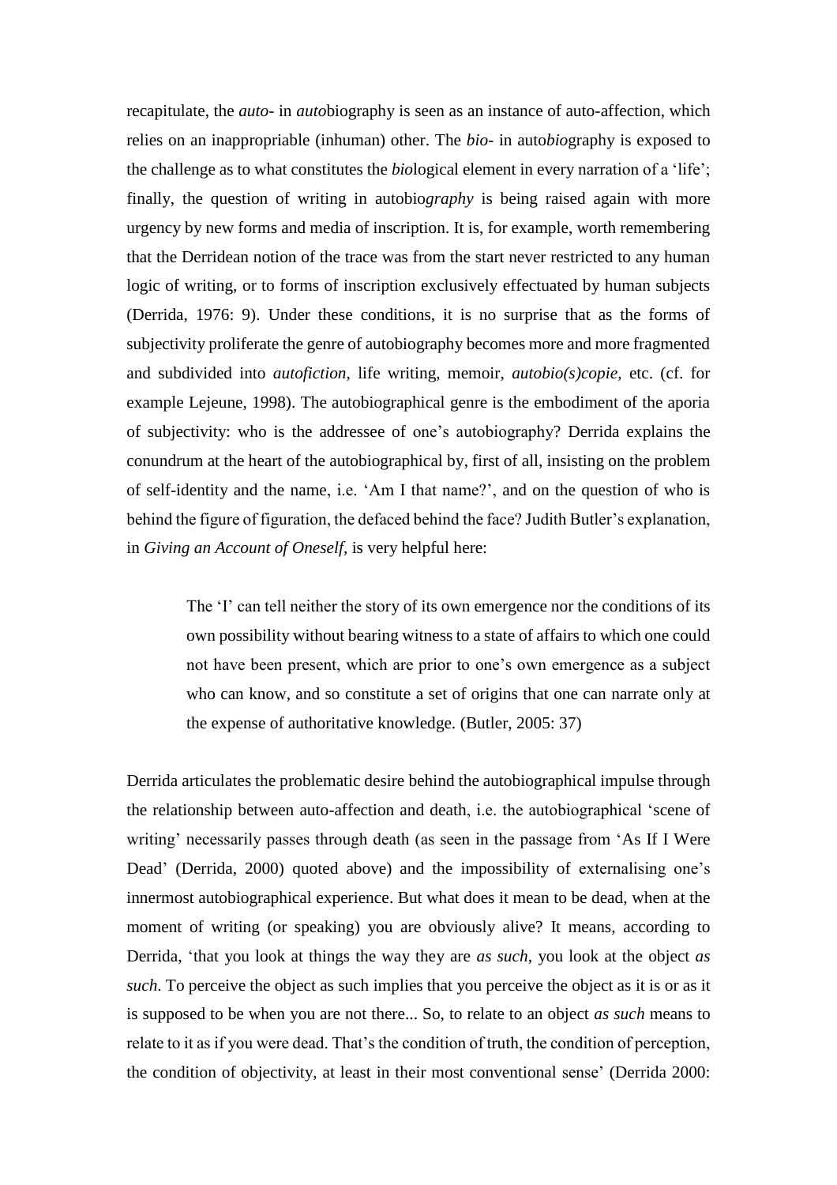recapitulate, the *auto*- in *auto*biography is seen as an instance of auto-affection, which relies on an inappropriable (inhuman) other. The *bio*- in auto*bio*graphy is exposed to the challenge as to what constitutes the *bio*logical element in every narration of a 'life'; finally, the question of writing in autobio*graphy* is being raised again with more urgency by new forms and media of inscription. It is, for example, worth remembering that the Derridean notion of the trace was from the start never restricted to any human logic of writing, or to forms of inscription exclusively effectuated by human subjects (Derrida, 1976: 9). Under these conditions, it is no surprise that as the forms of subjectivity proliferate the genre of autobiography becomes more and more fragmented and subdivided into *autofiction*, life writing, memoir, *autobio(s)copie*, etc. (cf. for example Lejeune, 1998). The autobiographical genre is the embodiment of the aporia of subjectivity: who is the addressee of one's autobiography? Derrida explains the conundrum at the heart of the autobiographical by, first of all, insisting on the problem of self-identity and the name, i.e. 'Am I that name?', and on the question of who is behind the figure of figuration, the defaced behind the face? Judith Butler's explanation, in *Giving an Account of Oneself*, is very helpful here:

> The 'I' can tell neither the story of its own emergence nor the conditions of its own possibility without bearing witness to a state of affairs to which one could not have been present, which are prior to one's own emergence as a subject who can know, and so constitute a set of origins that one can narrate only at the expense of authoritative knowledge. (Butler, 2005: 37)

Derrida articulates the problematic desire behind the autobiographical impulse through the relationship between auto-affection and death, i.e. the autobiographical 'scene of writing' necessarily passes through death (as seen in the passage from 'As If I Were Dead' (Derrida, 2000) quoted above) and the impossibility of externalising one's innermost autobiographical experience. But what does it mean to be dead, when at the moment of writing (or speaking) you are obviously alive? It means, according to Derrida, 'that you look at things the way they are *as such*, you look at the object *as such*. To perceive the object as such implies that you perceive the object as it is or as it is supposed to be when you are not there... So, to relate to an object *as such* means to relate to it as if you were dead. That's the condition of truth, the condition of perception, the condition of objectivity, at least in their most conventional sense' (Derrida 2000: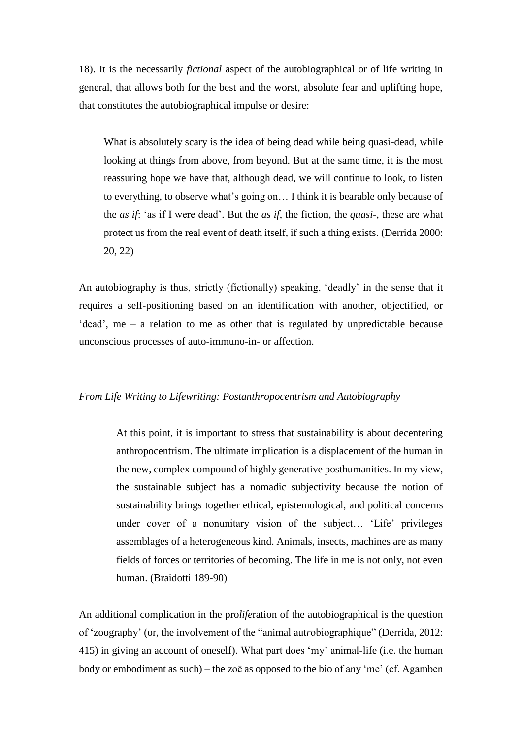18). It is the necessarily *fictional* aspect of the autobiographical or of life writing in general, that allows both for the best and the worst, absolute fear and uplifting hope, that constitutes the autobiographical impulse or desire:

> What is absolutely scary is the idea of being dead while being quasi-dead, while looking at things from above, from beyond. But at the same time, it is the most reassuring hope we have that, although dead, we will continue to look, to listen to everything, to observe what's going on… I think it is bearable only because of the *as if*: 'as if I were dead'. But the *as if*, the fiction, the *quasi-*, these are what protect us from the real event of death itself, if such a thing exists. (Derrida 2000: 20, 22)

An autobiography is thus, strictly (fictionally) speaking, 'deadly' in the sense that it requires a self-positioning based on an identification with another, objectified, or 'dead', me – a relation to me as other that is regulated by unpredictable because unconscious processes of auto-immuno-in- or affection.

### *From Life Writing to Lifewriting: Postanthropocentrism and Autobiography*

> At this point, it is important to stress that sustainability is about decentering anthropocentrism. The ultimate implication is a displacement of the human in the new, complex compound of highly generative posthumanities. In my view, the sustainable subject has a nomadic subjectivity because the notion of sustainability brings together ethical, epistemological, and political concerns under cover of a nonunitary vision of the subject… 'Life' privileges assemblages of a heterogeneous kind. Animals, insects, machines are as many fields of forces or territories of becoming. The life in me is not only, not even human. (Braidotti 189-90)

An additional complication in the pro*life*ration of the autobiographical is the question of 'zoography' (or, the involvement of the "animal au*tr*obiographique" (Derrida, 2012: 415) in giving an account of oneself). What part does 'my' animal-life (i.e. the human body or embodiment as such) – the zoē as opposed to the bio of any 'me' (cf. Agamben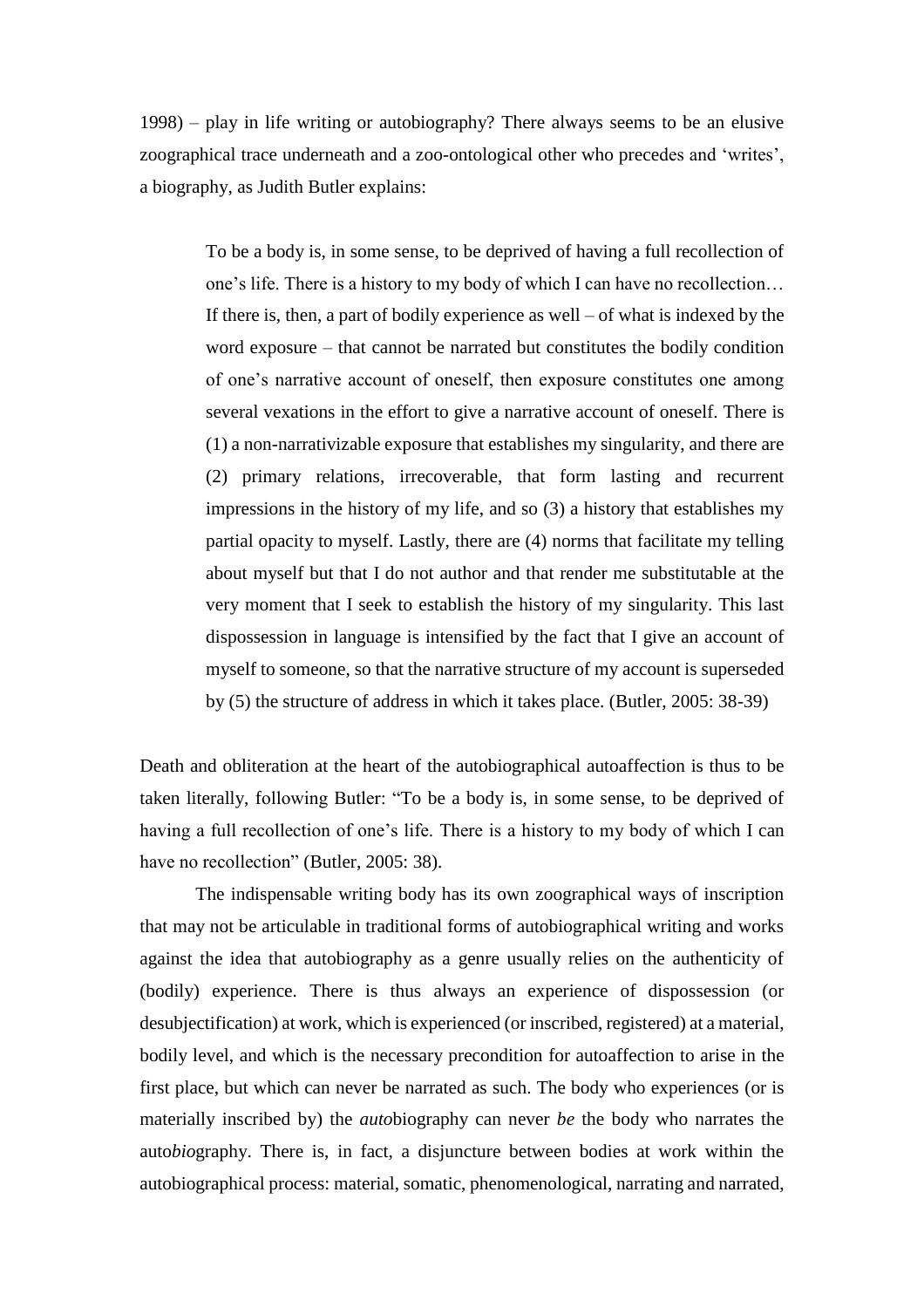1998) – play in life writing or autobiography? There always seems to be an elusive zoographical trace underneath and a zoo-ontological other who precedes and 'writes', a biography, as Judith Butler explains:

> To be a body is, in some sense, to be deprived of having a full recollection of one's life. There is a history to my body of which I can have no recollection… If there is, then, a part of bodily experience as well – of what is indexed by the word exposure – that cannot be narrated but constitutes the bodily condition of one's narrative account of oneself, then exposure constitutes one among several vexations in the effort to give a narrative account of oneself. There is (1) a non-narrativizable exposure that establishes my singularity, and there are (2) primary relations, irrecoverable, that form lasting and recurrent impressions in the history of my life, and so (3) a history that establishes my partial opacity to myself. Lastly, there are (4) norms that facilitate my telling about myself but that I do not author and that render me substitutable at the very moment that I seek to establish the history of my singularity. This last dispossession in language is intensified by the fact that I give an account of myself to someone, so that the narrative structure of my account is superseded by (5) the structure of address in which it takes place. (Butler, 2005: 38-39)

Death and obliteration at the heart of the autobiographical autoaffection is thus to be taken literally, following Butler: "To be a body is, in some sense, to be deprived of having a full recollection of one's life. There is a history to my body of which I can have no recollection" (Butler, 2005: 38).

The indispensable writing body has its own zoographical ways of inscription that may not be articulable in traditional forms of autobiographical writing and works against the idea that autobiography as a genre usually relies on the authenticity of (bodily) experience. There is thus always an experience of dispossession (or desubjectification) at work, which is experienced (or inscribed, registered) at a material, bodily level, and which is the necessary precondition for autoaffection to arise in the first place, but which can never be narrated as such. The body who experiences (or is materially inscribed by) the *auto*biography can never *be* the body who narrates the auto*bio*graphy. There is, in fact, a disjuncture between bodies at work within the autobiographical process: material, somatic, phenomenological, narrating and narrated,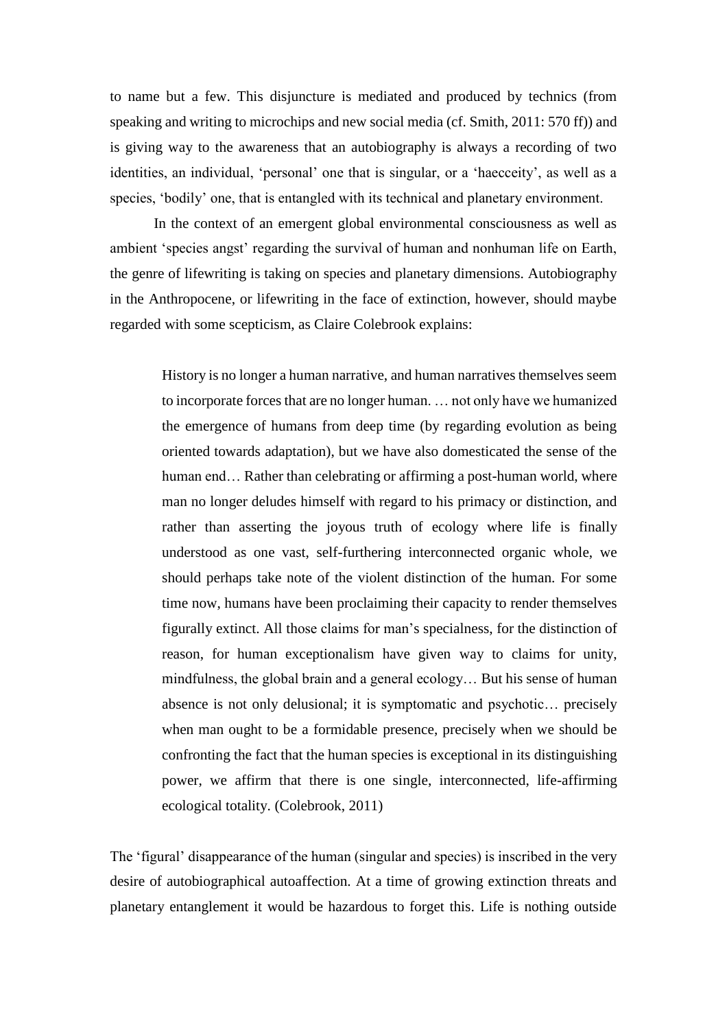to name but a few. This disjuncture is mediated and produced by technics (from speaking and writing to microchips and new social media (cf. Smith, 2011: 570 ff)) and is giving way to the awareness that an autobiography is always a recording of two identities, an individual, 'personal' one that is singular, or a 'haecceity', as well as a species, 'bodily' one, that is entangled with its technical and planetary environment.

In the context of an emergent global environmental consciousness as well as ambient 'species angst' regarding the survival of human and nonhuman life on Earth, the genre of lifewriting is taking on species and planetary dimensions. Autobiography in the Anthropocene, or lifewriting in the face of extinction, however, should maybe regarded with some scepticism, as Claire Colebrook explains:

> History is no longer a human narrative, and human narratives themselves seem to incorporate forces that are no longer human. … not only have we humanized the emergence of humans from deep time (by regarding evolution as being oriented towards adaptation), but we have also domesticated the sense of the human end… Rather than celebrating or affirming a post-human world, where man no longer deludes himself with regard to his primacy or distinction, and rather than asserting the joyous truth of ecology where life is finally understood as one vast, self-furthering interconnected organic whole, we should perhaps take note of the violent distinction of the human. For some time now, humans have been proclaiming their capacity to render themselves figurally extinct. All those claims for man's specialness, for the distinction of reason, for human exceptionalism have given way to claims for unity, mindfulness, the global brain and a general ecology… But his sense of human absence is not only delusional; it is symptomatic and psychotic… precisely when man ought to be a formidable presence, precisely when we should be confronting the fact that the human species is exceptional in its distinguishing power, we affirm that there is one single, interconnected, life-affirming ecological totality. (Colebrook, 2011)

The 'figural' disappearance of the human (singular and species) is inscribed in the very desire of autobiographical autoaffection. At a time of growing extinction threats and planetary entanglement it would be hazardous to forget this. Life is nothing outside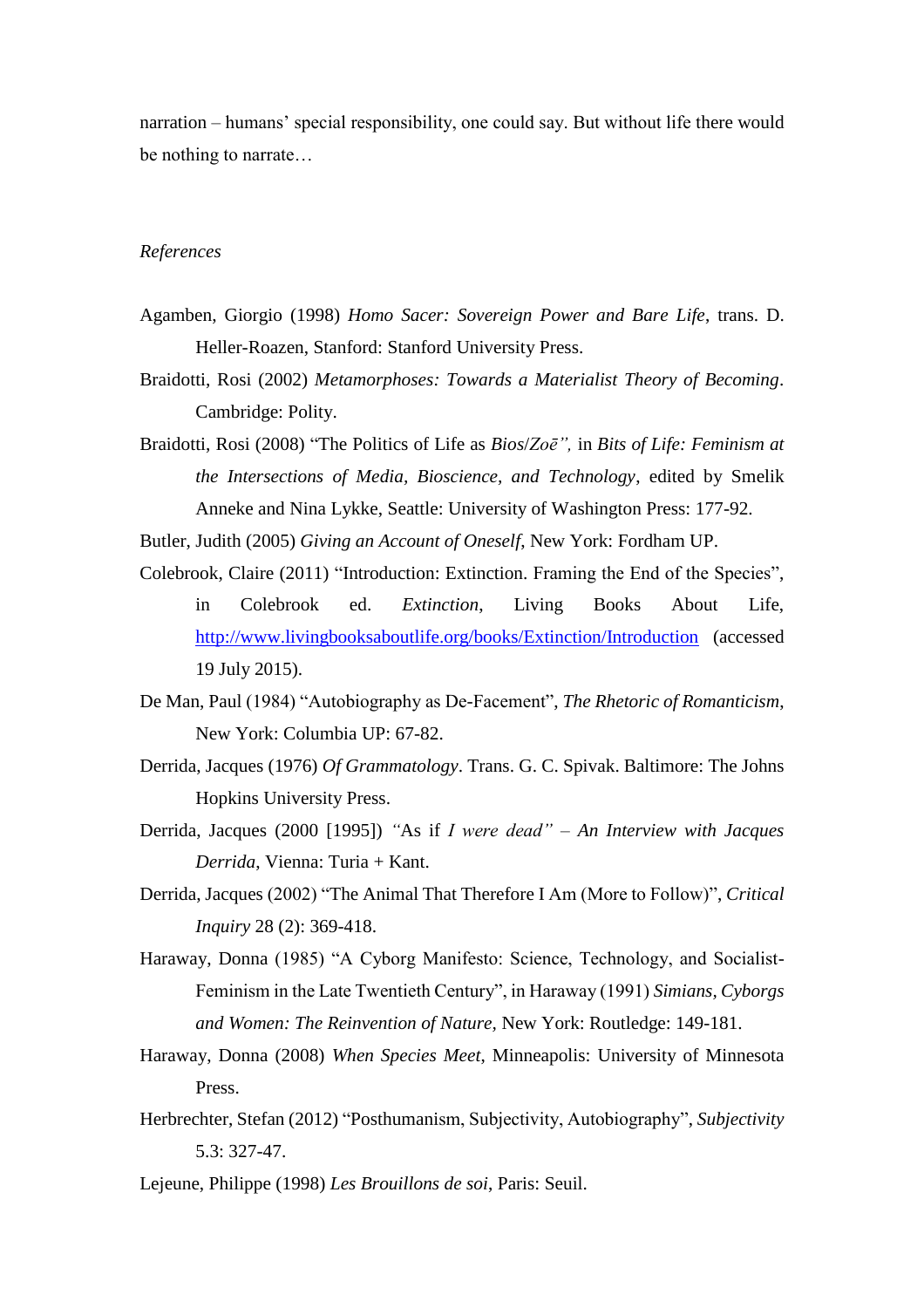narration – humans' special responsibility, one could say. But without life there would be nothing to narrate…

*References*

Agamben, Giorgio (1998) *Homo Sacer: Sovereign Power and Bare Life*, trans. D. Heller-Roazen, Stanford: Stanford University Press.

Braidotti, Rosi (2002) *Metamorphoses: Towards a Materialist Theory of Becoming*. Cambridge: Polity.

Braidotti, Rosi (2008) "The Politics of Life as *Bios*/*Zoē",* in *Bits of Life: Feminism at the Intersections of Media, Bioscience, and Technology*, edited by Smelik Anneke and Nina Lykke, Seattle: University of Washington Press: 177-92.

Butler, Judith (2005) *Giving an Account of Oneself*, New York: Fordham UP.

Colebrook, Claire (2011) "Introduction: Extinction. Framing the End of the Species", in Colebrook ed. *Extinction*, Living Books About Life, http://www.livingbooksaboutlife.org/books/Extinction/Introduction (accessed 19 July 2015).

De Man, Paul (1984) "Autobiography as De-Facement", *The Rhetoric of Romanticism*, New York: Columbia UP: 67-82.

Derrida, Jacques (1976) *Of Grammatology*. Trans. G. C. Spivak. Baltimore: The Johns Hopkins University Press.

Derrida, Jacques (2000 [1995]) *"As if I were dead" – An Interview with Jacques Derrida*, Vienna: Turia + Kant.

Derrida, Jacques (2002) "The Animal That Therefore I Am (More to Follow)", *Critical Inquiry* 28 (2): 369-418.

Haraway, Donna (1985) "A Cyborg Manifesto: Science, Technology, and Socialist-Feminism in the Late Twentieth Century", in Haraway (1991) *Simians, Cyborgs and Women: The Reinvention of Nature*, New York: Routledge: 149-181.

Haraway, Donna (2008) *When Species Meet*, Minneapolis: University of Minnesota Press.

Herbrechter, Stefan (2012) "Posthumanism, Subjectivity, Autobiography", *Subjectivity* 5.3: 327-47.

Lejeune, Philippe (1998) *Les Brouillons de soi*, Paris: Seuil.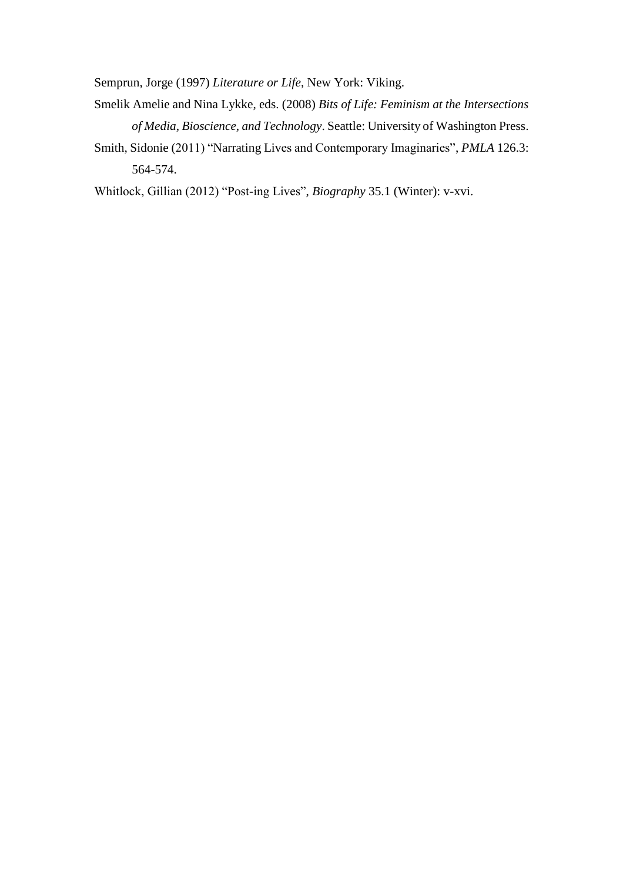Semprun, Jorge (1997) *Literature or Life*, New York: Viking.

Smelik Amelie and Nina Lykke, eds. (2008) *Bits of Life: Feminism at the Intersections of Media, Bioscience, and Technology*. Seattle: University of Washington Press.

Smith, Sidonie (2011) "Narrating Lives and Contemporary Imaginaries", *PMLA* 126.3: 564-574.

Whitlock, Gillian (2012) "Post-ing Lives", *Biography* 35.1 (Winter): v-xvi.